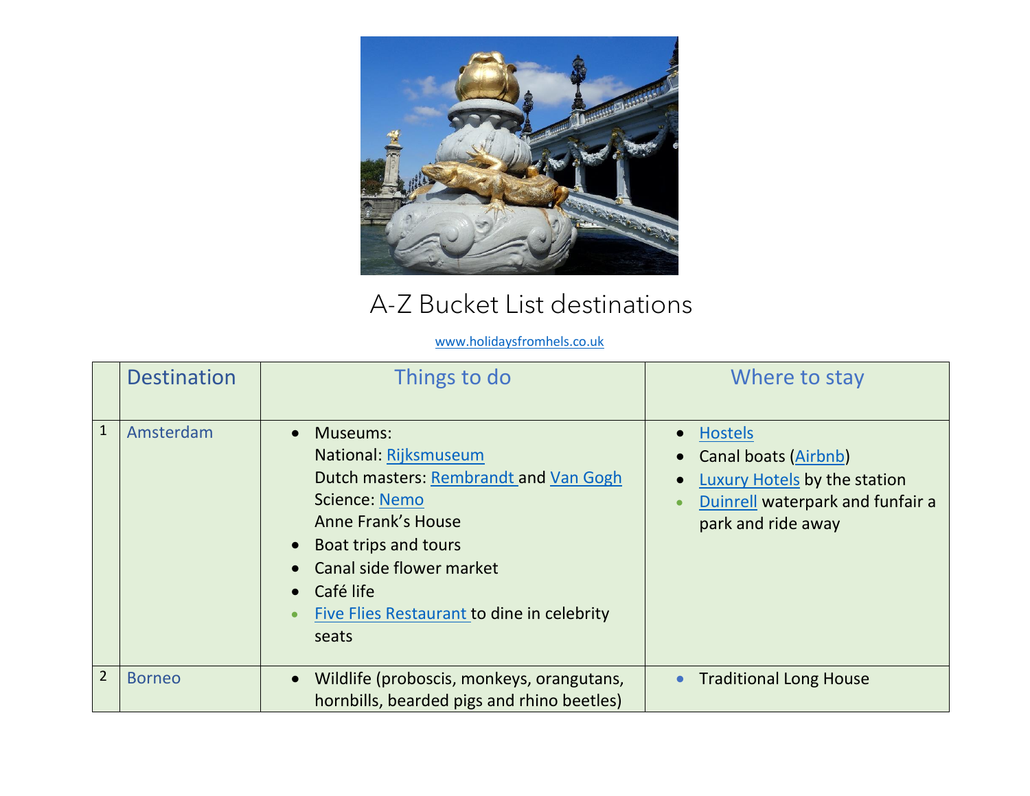# A-Z Bucket List destinations

www.holidaysfromhels.co.uk

| | Destination | Things to do | Where to stay |
|---|---|---|---|
| 1 | Amsterdam | • Museums: National: Rijksmuseum Dutch masters: Rembrandt and Van Gogh Science: Nemo Anne Frank's House<br>• Boat trips and tours<br>• Canal side flower market<br>• Café life<br>• Five Flies Restaurant to dine in celebrity seats | • Hostels<br>• Canal boats (Airbnb)<br>• Luxury Hotels by the station<br>• Duinrell waterpark and funfair a park and ride away |
| 2 | Borneo | • Wildlife (proboscis, monkeys, orangutans, hornbills, bearded pigs and rhino beetles) | • Traditional Long House |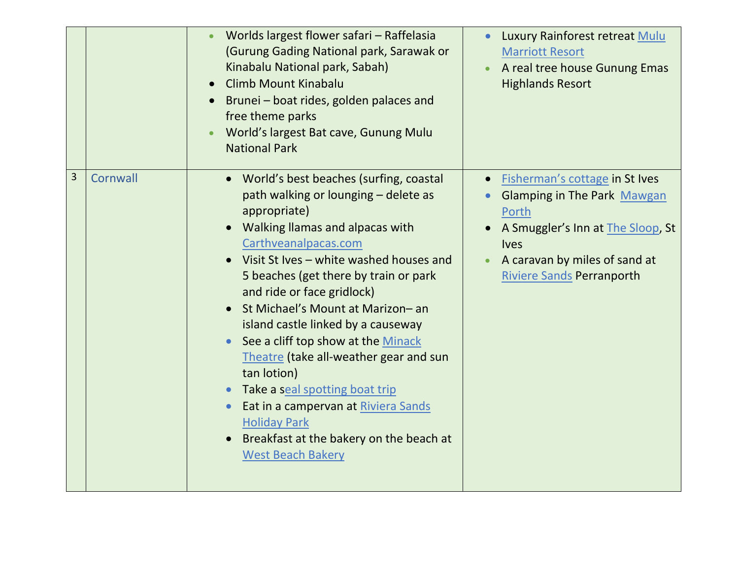| | | | |
|---|---|---|---|
| | | • Worlds largest flower safari – Raffelasia (Gurung Gading National park, Sarawak or Kinabalu National park, Sabah)<br>• Climb Mount Kinabalu<br>• Brunei – boat rides, golden palaces and free theme parks<br>• World's largest Bat cave, Gunung Mulu National Park | • Luxury Rainforest retreat Mulu Marriott Resort<br>• A real tree house Gunung Emas Highlands Resort |
| 3 | Cornwall | • World's best beaches (surfing, coastal path walking or lounging – delete as appropriate)<br>• Walking llamas and alpacas with Carthveanalpacas.com<br>• Visit St Ives – white washed houses and 5 beaches (get there by train or park and ride or face gridlock)<br>• St Michael's Mount at Marizon– an island castle linked by a causeway<br>• See a cliff top show at the Minack Theatre (take all-weather gear and sun tan lotion)<br>• Take a seal spotting boat trip<br>• Eat in a campervan at Riviera Sands Holiday Park<br>• Breakfast at the bakery on the beach at West Beach Bakery | • Fisherman's cottage in St Ives<br>• Glamping in The Park Mawgan Porth<br>• A Smuggler's Inn at The Sloop, St Ives<br>• A caravan by miles of sand at Riviere Sands Perranporth |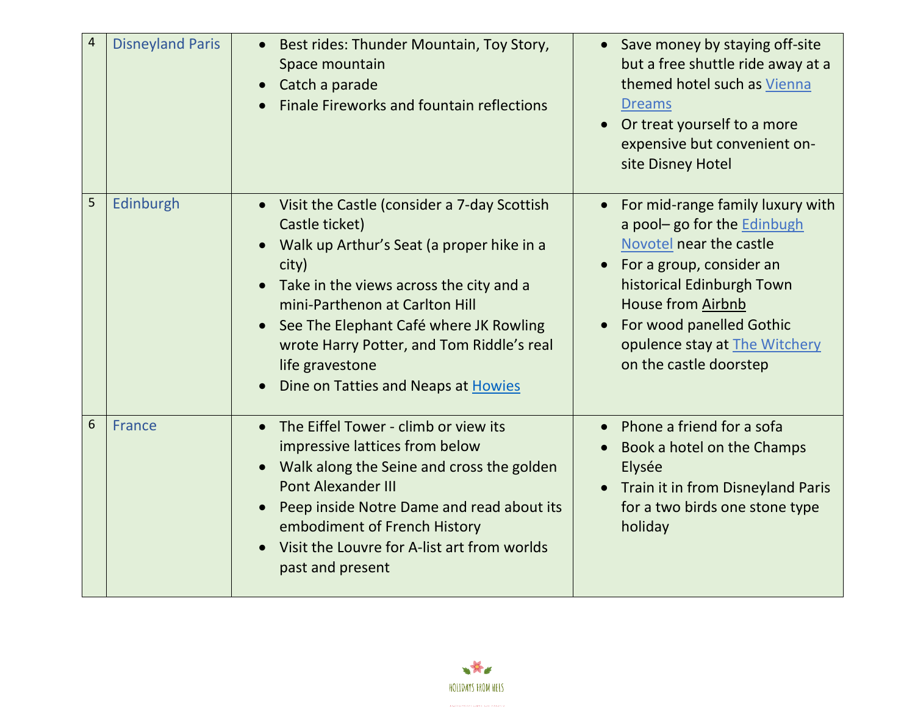| | | | |
|---|---|---|---|
| 4 | Disneyland Paris | • Best rides: Thunder Mountain, Toy Story, Space mountain<br>• Catch a parade<br>• Finale Fireworks and fountain reflections | • Save money by staying off-site but a free shuttle ride away at a themed hotel such as Vienna Dreams<br>• Or treat yourself to a more expensive but convenient on-site Disney Hotel |
| 5 | Edinburgh | • Visit the Castle (consider a 7-day Scottish Castle ticket)<br>• Walk up Arthur's Seat (a proper hike in a city)<br>• Take in the views across the city and a mini-Parthenon at Carlton Hill<br>• See The Elephant Café where JK Rowling wrote Harry Potter, and Tom Riddle's real life gravestone<br>• Dine on Tatties and Neaps at Howies | • For mid-range family luxury with a pool– go for the Edinbugh Novotel near the castle<br>• For a group, consider an historical Edinburgh Town House from Airbnb<br>• For wood panelled Gothic opulence stay at The Witchery on the castle doorstep |
| 6 | France | • The Eiffel Tower - climb or view its impressive lattices from below<br>• Walk along the Seine and cross the golden Pont Alexander III<br>• Peep inside Notre Dame and read about its embodiment of French History<br>• Visit the Louvre for A-list art from worlds past and present | • Phone a friend for a sofa<br>• Book a hotel on the Champs Elysée<br>• Train it in from Disneyland Paris for a two birds one stone type holiday |